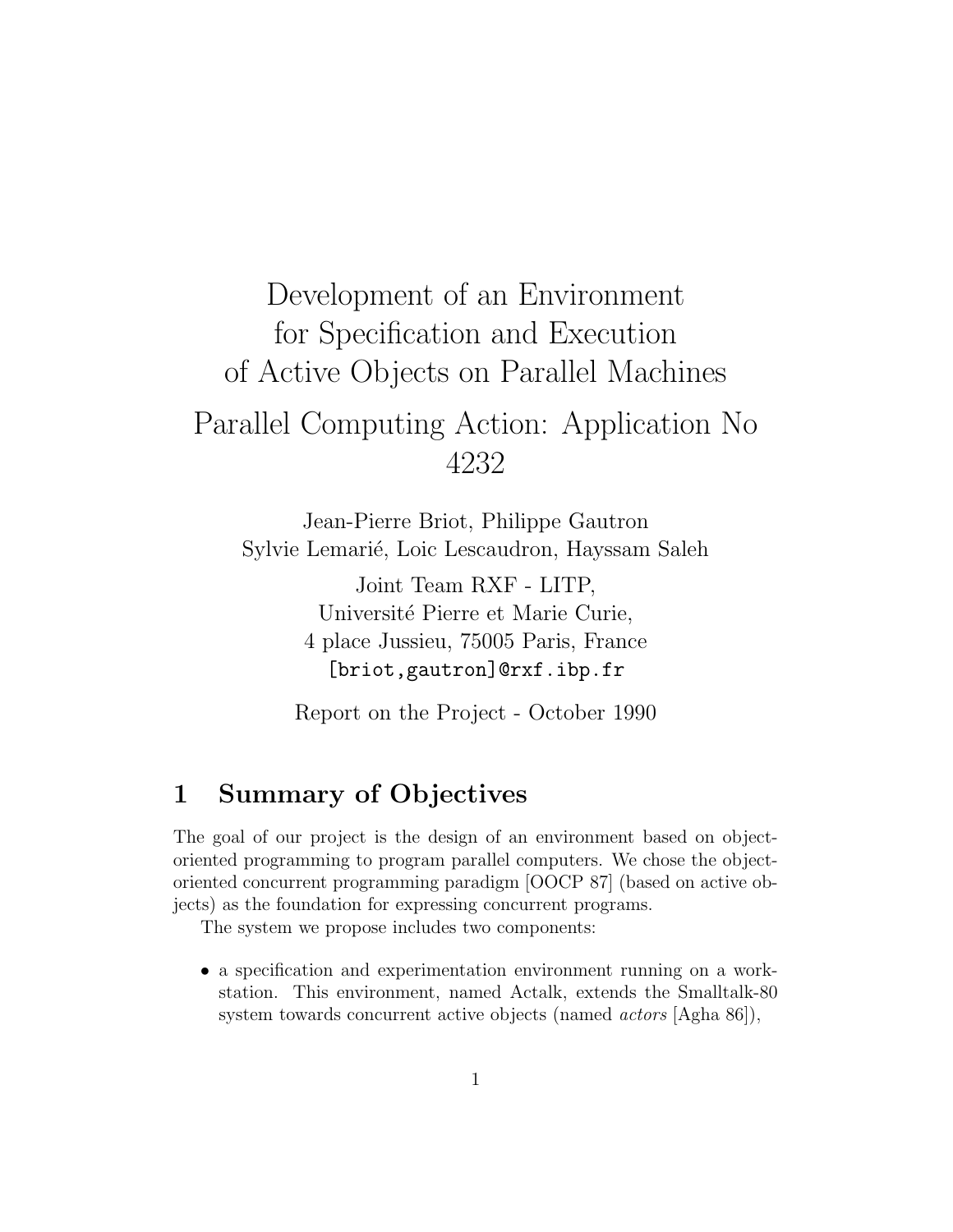# Development of an Environment for Specification and Execution of Active Objects on Parallel Machines

# Parallel Computing Action: Application No 4232

Jean-Pierre Briot, Philippe Gautron
Sylvie Lemarié, Loic Lescaudron, Hayssam Saleh

Joint Team RXF - LITP,
Université Pierre et Marie Curie,
4 place Jussieu, 75005 Paris, France
[briot,gautron]@rxf.ibp.fr

Report on the Project - October 1990

## 1 Summary of Objectives

The goal of our project is the design of an environment based on object-oriented programming to program parallel computers. We chose the object-oriented concurrent programming paradigm [OOCP 87] (based on active objects) as the foundation for expressing concurrent programs.

The system we propose includes two components:

- a specification and experimentation environment running on a workstation. This environment, named Actalk, extends the Smalltalk-80 system towards concurrent active objects (named *actors* [Agha 86]),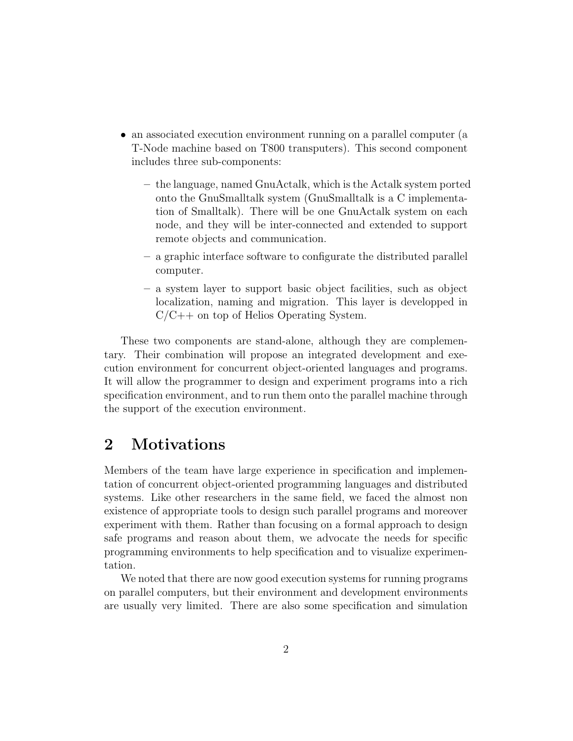- an associated execution environment running on a parallel computer (a T-Node machine based on T800 transputers). This second component includes three sub-components:
  - the language, named GnuActalk, which is the Actalk system ported onto the GnuSmalltalk system (GnuSmalltalk is a C implementation of Smalltalk). There will be one GnuActalk system on each node, and they will be inter-connected and extended to support remote objects and communication.
  - a graphic interface software to configurate the distributed parallel computer.
  - a system layer to support basic object facilities, such as object localization, naming and migration. This layer is developped in C/C++ on top of Helios Operating System.

These two components are stand-alone, although they are complementary. Their combination will propose an integrated development and execution environment for concurrent object-oriented languages and programs. It will allow the programmer to design and experiment programs into a rich specification environment, and to run them onto the parallel machine through the support of the execution environment.

## 2 Motivations

Members of the team have large experience in specification and implementation of concurrent object-oriented programming languages and distributed systems. Like other researchers in the same field, we faced the almost non existence of appropriate tools to design such parallel programs and moreover experiment with them. Rather than focusing on a formal approach to design safe programs and reason about them, we advocate the needs for specific programming environments to help specification and to visualize experimentation.

We noted that there are now good execution systems for running programs on parallel computers, but their environment and development environments are usually very limited. There are also some specification and simulation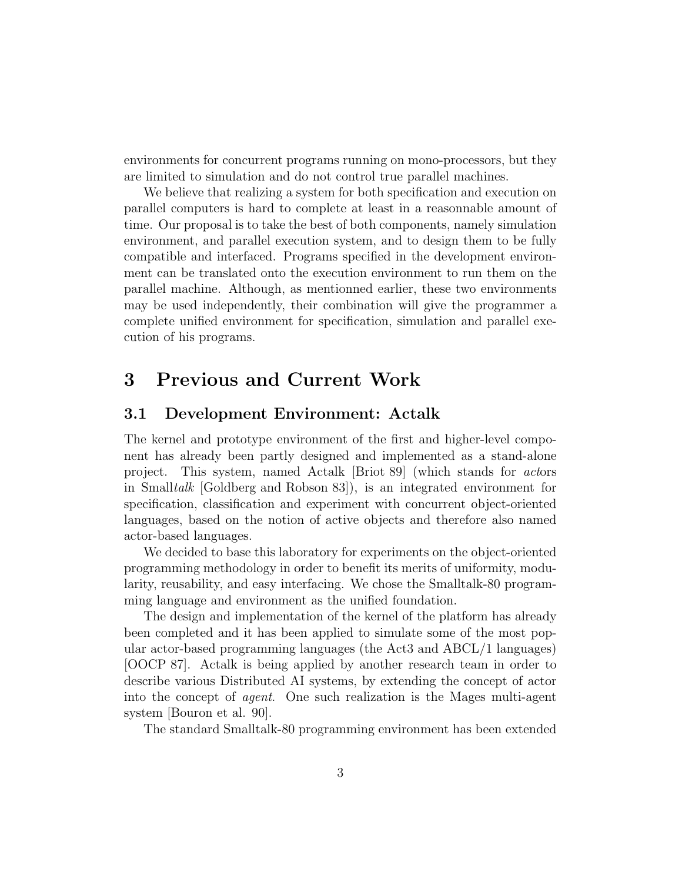environments for concurrent programs running on mono-processors, but they are limited to simulation and do not control true parallel machines.

We believe that realizing a system for both specification and execution on parallel computers is hard to complete at least in a reasonnable amount of time. Our proposal is to take the best of both components, namely simulation environment, and parallel execution system, and to design them to be fully compatible and interfaced. Programs specified in the development environment can be translated onto the execution environment to run them on the parallel machine. Although, as mentionned earlier, these two environments may be used independently, their combination will give the programmer a complete unified environment for specification, simulation and parallel execution of his programs.

# 3 Previous and Current Work

## 3.1 Development Environment: Actalk

The kernel and prototype environment of the first and higher-level component has already been partly designed and implemented as a stand-alone project. This system, named Actalk [Briot 89] (which stands for *act*ors in Small*talk* [Goldberg and Robson 83]), is an integrated environment for specification, classification and experiment with concurrent object-oriented languages, based on the notion of active objects and therefore also named actor-based languages.

We decided to base this laboratory for experiments on the object-oriented programming methodology in order to benefit its merits of uniformity, modularity, reusability, and easy interfacing. We chose the Smalltalk-80 programming language and environment as the unified foundation.

The design and implementation of the kernel of the platform has already been completed and it has been applied to simulate some of the most popular actor-based programming languages (the Act3 and ABCL/1 languages) [OOCP 87]. Actalk is being applied by another research team in order to describe various Distributed AI systems, by extending the concept of actor into the concept of *agent*. One such realization is the Mages multi-agent system [Bouron et al. 90].

The standard Smalltalk-80 programming environment has been extended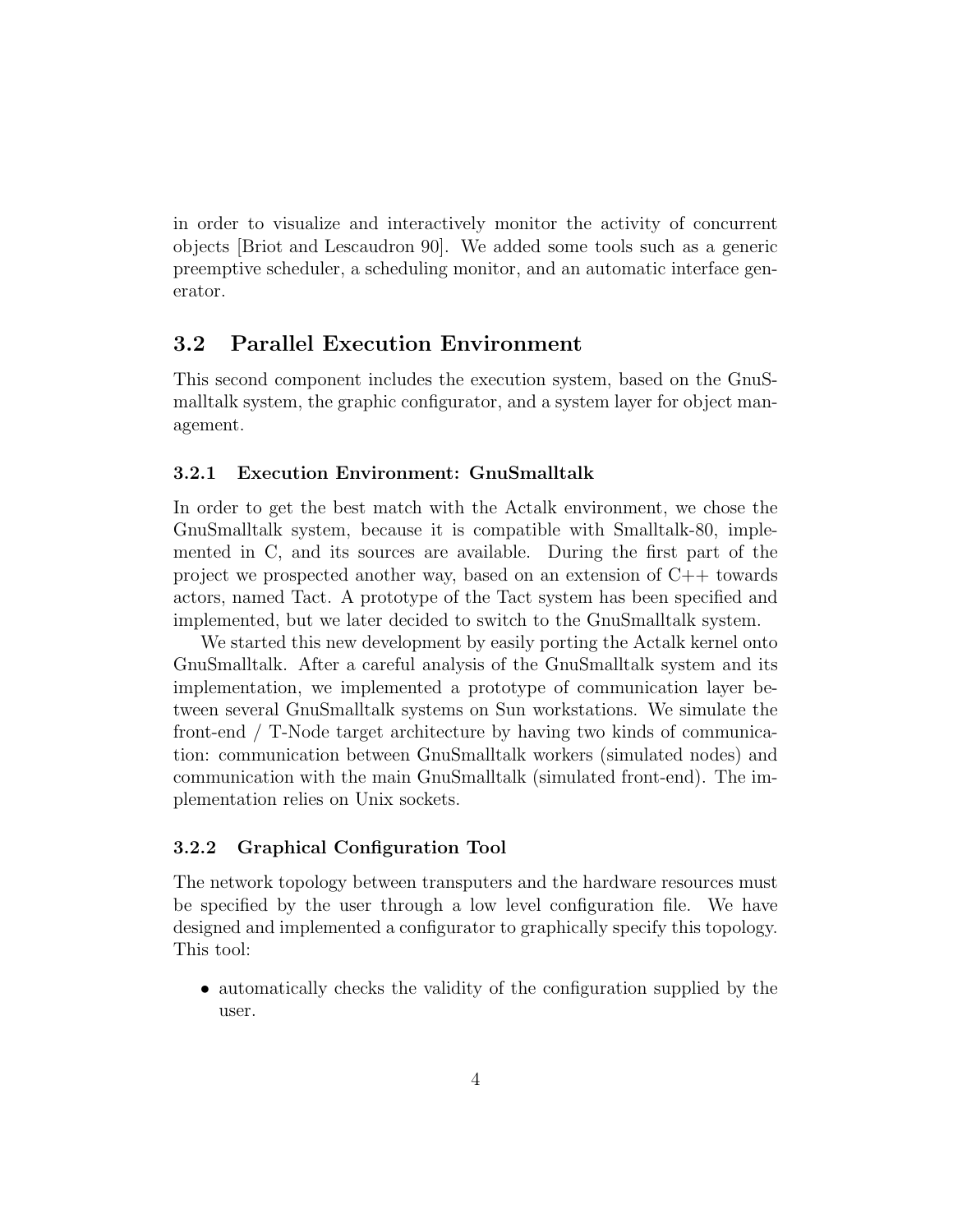in order to visualize and interactively monitor the activity of concurrent objects [Briot and Lescaudron 90]. We added some tools such as a generic preemptive scheduler, a scheduling monitor, and an automatic interface generator.

## 3.2 Parallel Execution Environment

This second component includes the execution system, based on the GnuSmalltalk system, the graphic configurator, and a system layer for object management.

### 3.2.1 Execution Environment: GnuSmalltalk

In order to get the best match with the Actalk environment, we chose the GnuSmalltalk system, because it is compatible with Smalltalk-80, implemented in C, and its sources are available. During the first part of the project we prospected another way, based on an extension of C++ towards actors, named Tact. A prototype of the Tact system has been specified and implemented, but we later decided to switch to the GnuSmalltalk system.

We started this new development by easily porting the Actalk kernel onto GnuSmalltalk. After a careful analysis of the GnuSmalltalk system and its implementation, we implemented a prototype of communication layer between several GnuSmalltalk systems on Sun workstations. We simulate the front-end / T-Node target architecture by having two kinds of communication: communication between GnuSmalltalk workers (simulated nodes) and communication with the main GnuSmalltalk (simulated front-end). The implementation relies on Unix sockets.

### 3.2.2 Graphical Configuration Tool

The network topology between transputers and the hardware resources must be specified by the user through a low level configuration file. We have designed and implemented a configurator to graphically specify this topology. This tool:

- automatically checks the validity of the configuration supplied by the user.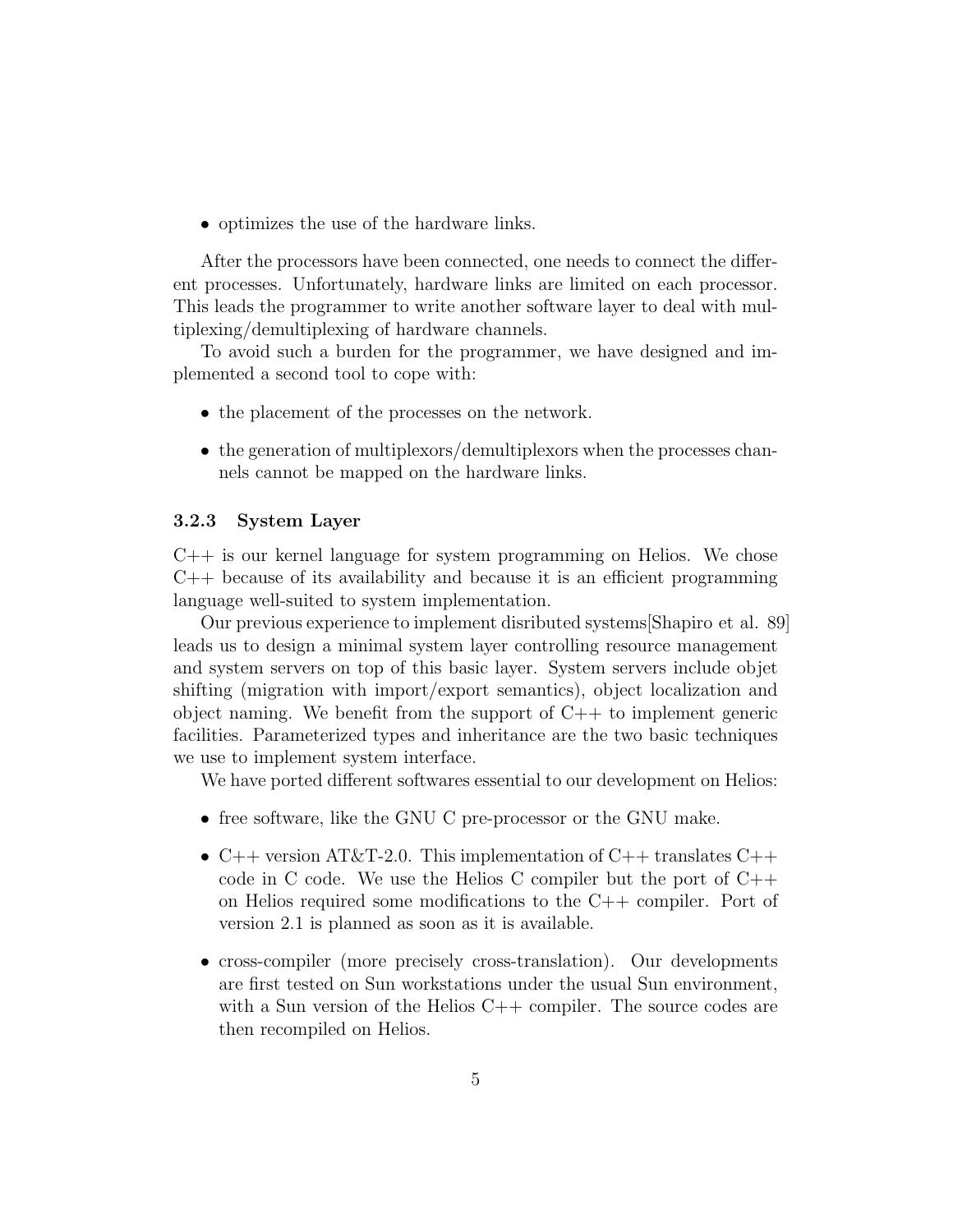- optimizes the use of the hardware links.

After the processors have been connected, one needs to connect the different processes. Unfortunately, hardware links are limited on each processor. This leads the programmer to write another software layer to deal with multiplexing/demultiplexing of hardware channels.

To avoid such a burden for the programmer, we have designed and implemented a second tool to cope with:

- the placement of the processes on the network.
- the generation of multiplexors/demultiplexors when the processes channels cannot be mapped on the hardware links.

#### 3.2.3 System Layer

C++ is our kernel language for system programming on Helios. We chose C++ because of its availability and because it is an efficient programming language well-suited to system implementation.

Our previous experience to implement disributed systems[Shapiro et al. 89] leads us to design a minimal system layer controlling resource management and system servers on top of this basic layer. System servers include objet shifting (migration with import/export semantics), object localization and object naming. We benefit from the support of C++ to implement generic facilities. Parameterized types and inheritance are the two basic techniques we use to implement system interface.

We have ported different softwares essential to our development on Helios:

- free software, like the GNU C pre-processor or the GNU make.
- C++ version AT&T-2.0. This implementation of C++ translates C++ code in C code. We use the Helios C compiler but the port of C++ on Helios required some modifications to the C++ compiler. Port of version 2.1 is planned as soon as it is available.
- cross-compiler (more precisely cross-translation). Our developments are first tested on Sun workstations under the usual Sun environment, with a Sun version of the Helios C++ compiler. The source codes are then recompiled on Helios.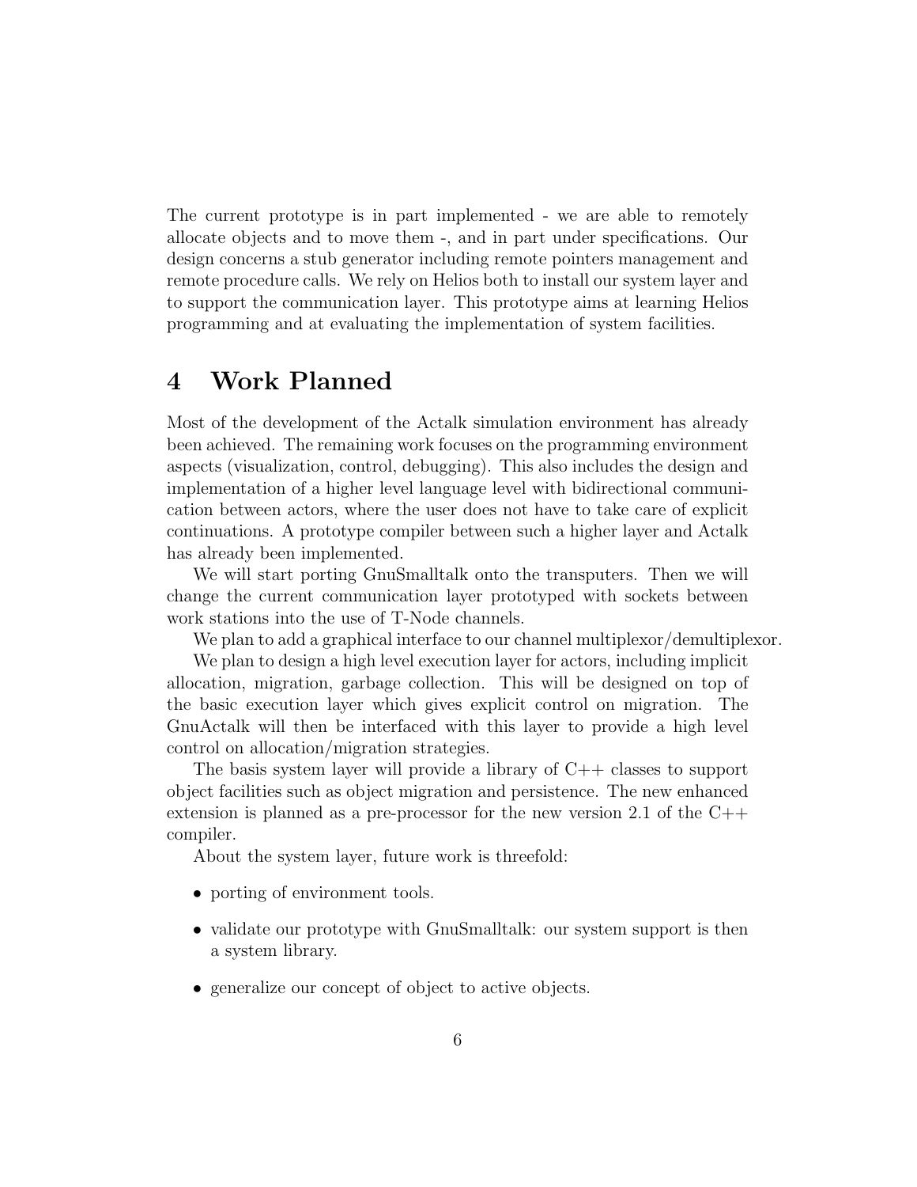The current prototype is in part implemented - we are able to remotely allocate objects and to move them -, and in part under specifications. Our design concerns a stub generator including remote pointers management and remote procedure calls. We rely on Helios both to install our system layer and to support the communication layer. This prototype aims at learning Helios programming and at evaluating the implementation of system facilities.

# 4 Work Planned

Most of the development of the Actalk simulation environment has already been achieved. The remaining work focuses on the programming environment aspects (visualization, control, debugging). This also includes the design and implementation of a higher level language level with bidirectional communication between actors, where the user does not have to take care of explicit continuations. A prototype compiler between such a higher layer and Actalk has already been implemented.

We will start porting GnuSmalltalk onto the transputers. Then we will change the current communication layer prototyped with sockets between work stations into the use of T-Node channels.

We plan to add a graphical interface to our channel multiplexor/demultiplexor.

We plan to design a high level execution layer for actors, including implicit allocation, migration, garbage collection. This will be designed on top of the basic execution layer which gives explicit control on migration. The GnuActalk will then be interfaced with this layer to provide a high level control on allocation/migration strategies.

The basis system layer will provide a library of C++ classes to support object facilities such as object migration and persistence. The new enhanced extension is planned as a pre-processor for the new version 2.1 of the C++ compiler.

About the system layer, future work is threefold:

- porting of environment tools.
- validate our prototype with GnuSmalltalk: our system support is then a system library.
- generalize our concept of object to active objects.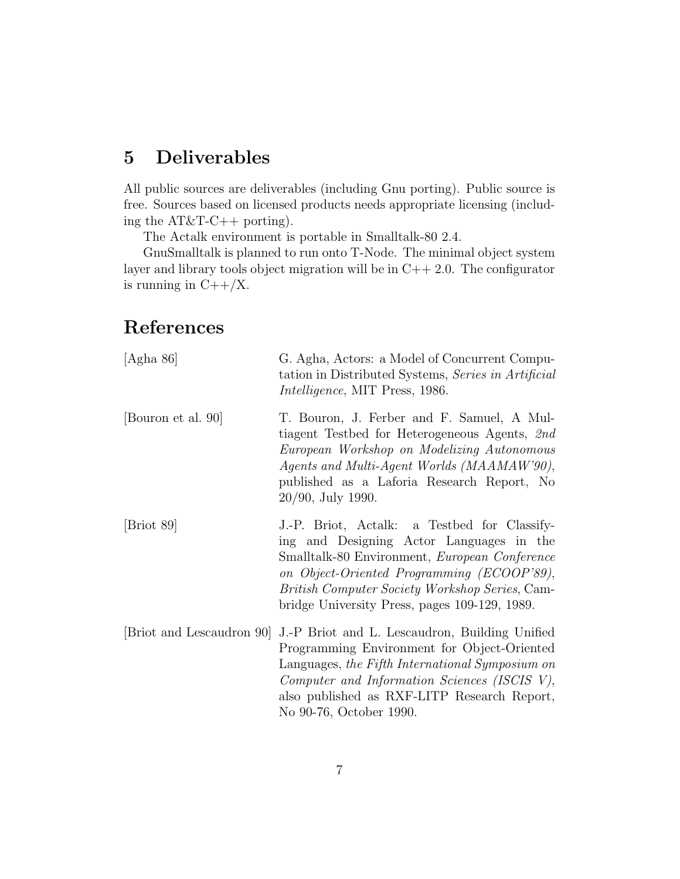## 5 Deliverables

All public sources are deliverables (including Gnu porting). Public source is free. Sources based on licensed products needs appropriate licensing (including the AT&T-C++ porting).

The Actalk environment is portable in Smalltalk-80 2.4.

GnuSmalltalk is planned to run onto T-Node. The minimal object system layer and library tools object migration will be in C++ 2.0. The configurator is running in C++/X.

## References

[Agha 86] G. Agha, Actors: a Model of Concurrent Computation in Distributed Systems, *Series in Artificial Intelligence*, MIT Press, 1986.

[Bouron et al. 90] T. Bouron, J. Ferber and F. Samuel, A Multiagent Testbed for Heterogeneous Agents, *2nd European Workshop on Modelizing Autonomous Agents and Multi-Agent Worlds (MAAMAW'90)*, published as a Laforia Research Report, No 20/90, July 1990.

[Briot 89] J.-P. Briot, Actalk: a Testbed for Classifying and Designing Actor Languages in the Smalltalk-80 Environment, *European Conference on Object-Oriented Programming (ECOOP'89), British Computer Society Workshop Series*, Cambridge University Press, pages 109-129, 1989.

[Briot and Lescaudron 90] J.-P Briot and L. Lescaudron, Building Unified Programming Environment for Object-Oriented Languages, *the Fifth International Symposium on Computer and Information Sciences (ISCIS V)*, also published as RXF-LITP Research Report, No 90-76, October 1990.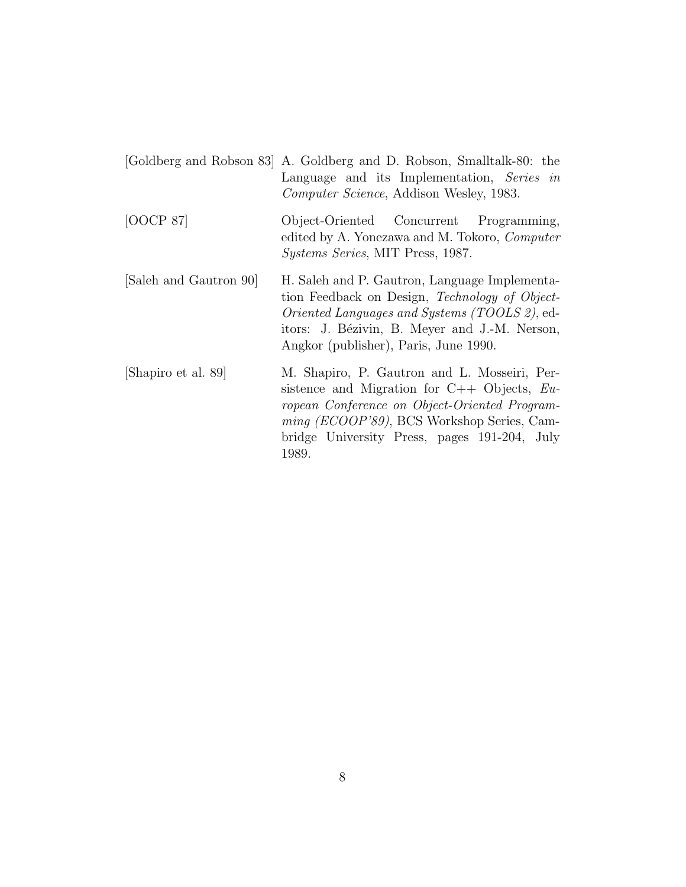[Goldberg and Robson 83] A. Goldberg and D. Robson, Smalltalk-80: the Language and its Implementation, *Series in Computer Science*, Addison Wesley, 1983.

[OOCP 87] Object-Oriented Concurrent Programming, edited by A. Yonezawa and M. Tokoro, *Computer Systems Series*, MIT Press, 1987.

[Saleh and Gautron 90] H. Saleh and P. Gautron, Language Implementation Feedback on Design, *Technology of Object-Oriented Languages and Systems (TOOLS 2)*, editors: J. Bézivin, B. Meyer and J.-M. Nerson, Angkor (publisher), Paris, June 1990.

[Shapiro et al. 89] M. Shapiro, P. Gautron and L. Mosseiri, Persistence and Migration for C++ Objects, *European Conference on Object-Oriented Programming (ECOOP'89)*, BCS Workshop Series, Cambridge University Press, pages 191-204, July 1989.